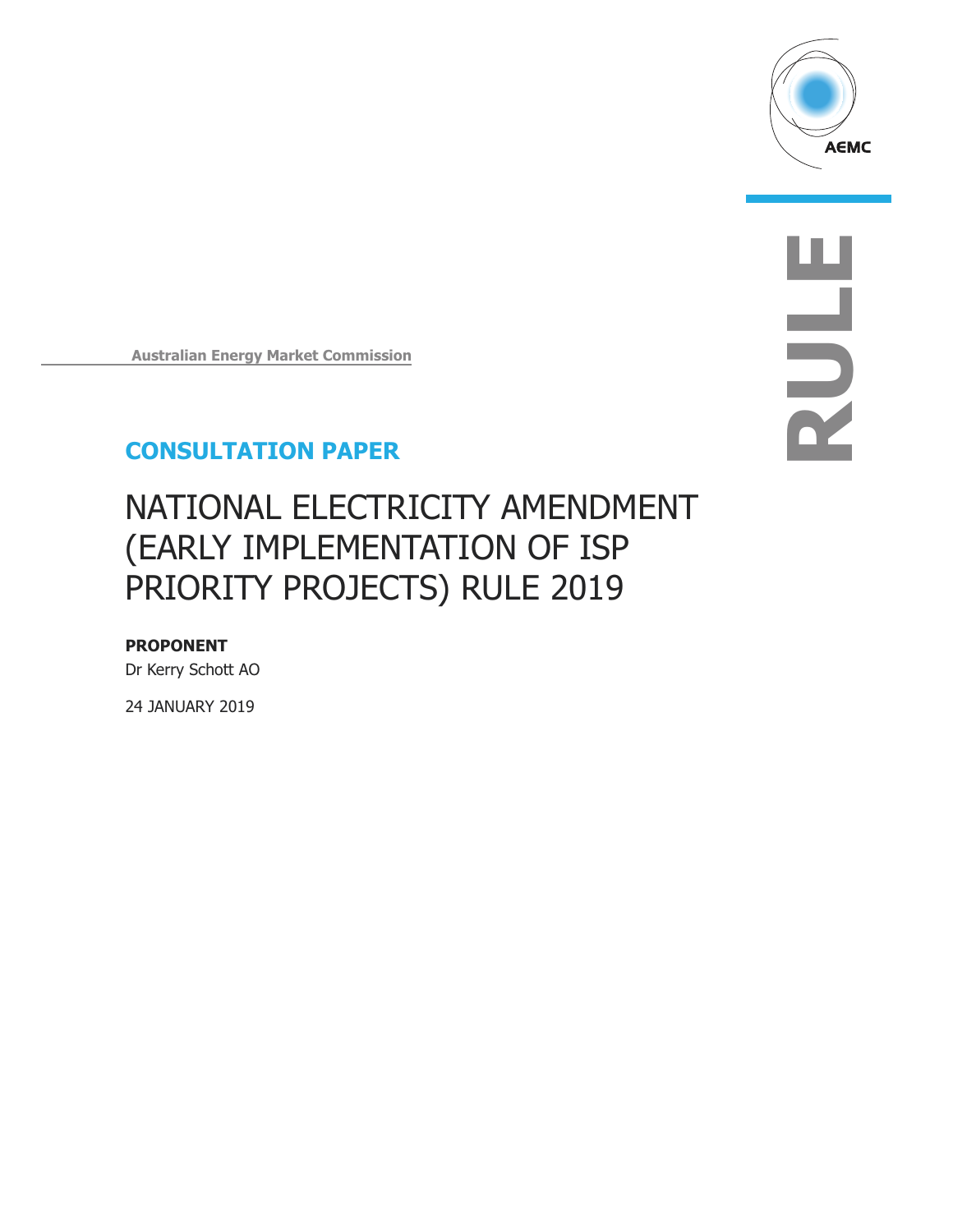AEMC

RULE

Australian Energy Market Commission

## CONSULTATION PAPER

# NATIONAL ELECTRICITY AMENDMENT (EARLY IMPLEMENTATION OF ISP PRIORITY PROJECTS) RULE 2019

**PROPONENT**

Dr Kerry Schott AO

24 JANUARY 2019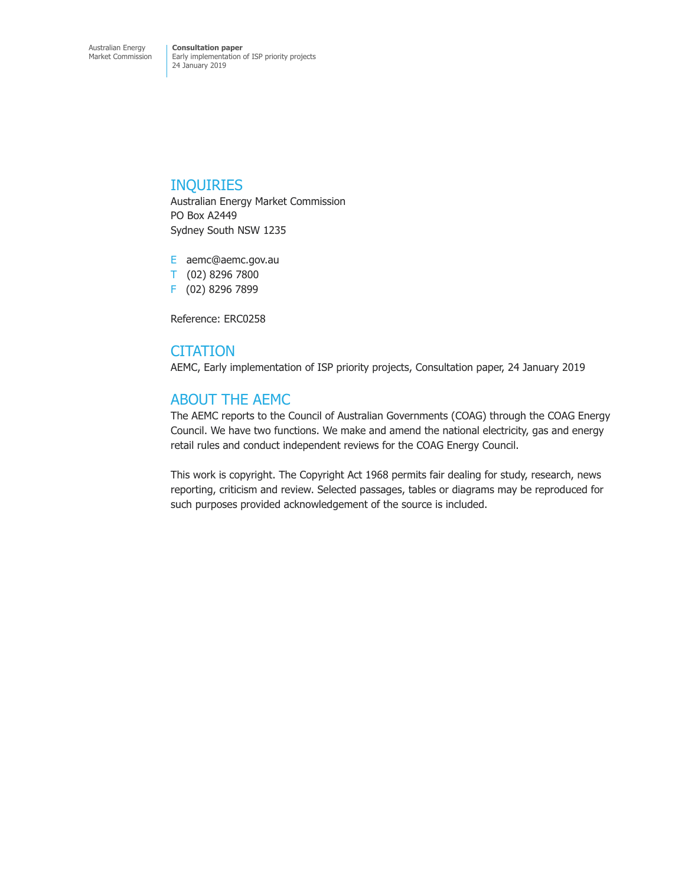## INQUIRIES

Australian Energy Market Commission
PO Box A2449
Sydney South NSW 1235

E aemc@aemc.gov.au
T (02) 8296 7800
F (02) 8296 7899

Reference: ERC0258

## CITATION

AEMC, Early implementation of ISP priority projects, Consultation paper, 24 January 2019

## ABOUT THE AEMC

The AEMC reports to the Council of Australian Governments (COAG) through the COAG Energy Council. We have two functions. We make and amend the national electricity, gas and energy retail rules and conduct independent reviews for the COAG Energy Council.

This work is copyright. The Copyright Act 1968 permits fair dealing for study, research, news reporting, criticism and review. Selected passages, tables or diagrams may be reproduced for such purposes provided acknowledgement of the source is included.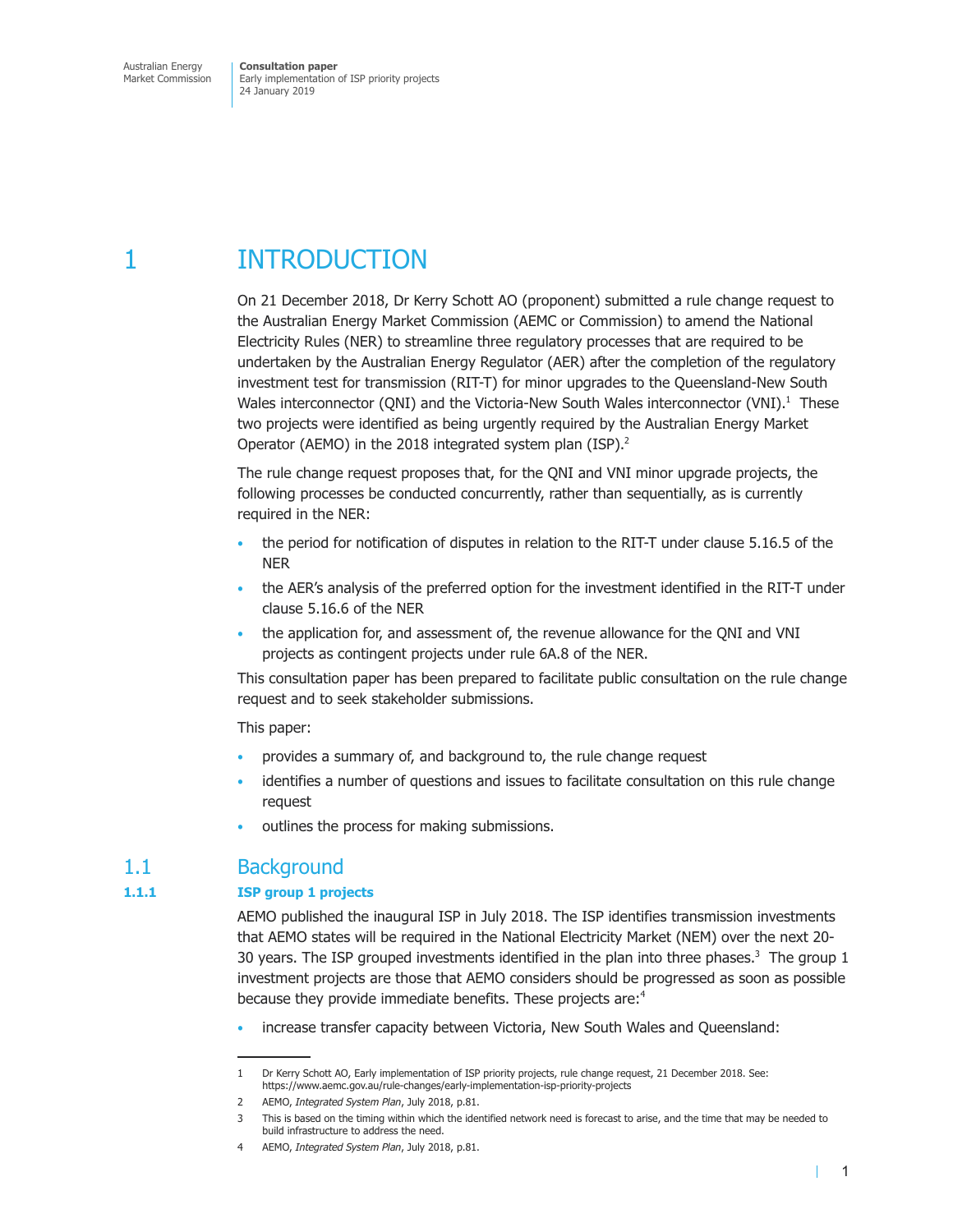# 1 INTRODUCTION

On 21 December 2018, Dr Kerry Schott AO (proponent) submitted a rule change request to the Australian Energy Market Commission (AEMC or Commission) to amend the National Electricity Rules (NER) to streamline three regulatory processes that are required to be undertaken by the Australian Energy Regulator (AER) after the completion of the regulatory investment test for transmission (RIT-T) for minor upgrades to the Queensland-New South Wales interconnector (QNI) and the Victoria-New South Wales interconnector (VNI).[1] These two projects were identified as being urgently required by the Australian Energy Market Operator (AEMO) in the 2018 integrated system plan (ISP).[2]

The rule change request proposes that, for the QNI and VNI minor upgrade projects, the following processes be conducted concurrently, rather than sequentially, as is currently required in the NER:

- the period for notification of disputes in relation to the RIT-T under clause 5.16.5 of the NER
- the AER's analysis of the preferred option for the investment identified in the RIT-T under clause 5.16.6 of the NER
- the application for, and assessment of, the revenue allowance for the QNI and VNI projects as contingent projects under rule 6A.8 of the NER.

This consultation paper has been prepared to facilitate public consultation on the rule change request and to seek stakeholder submissions.

This paper:

- provides a summary of, and background to, the rule change request
- identifies a number of questions and issues to facilitate consultation on this rule change request
- outlines the process for making submissions.

## 1.1 Background

### 1.1.1 ISP group 1 projects

AEMO published the inaugural ISP in July 2018. The ISP identifies transmission investments that AEMO states will be required in the National Electricity Market (NEM) over the next 20-30 years. The ISP grouped investments identified in the plan into three phases.[3] The group 1 investment projects are those that AEMO considers should be progressed as soon as possible because they provide immediate benefits. These projects are:[4]

- increase transfer capacity between Victoria, New South Wales and Queensland:

---

1 Dr Kerry Schott AO, Early implementation of ISP priority projects, rule change request, 21 December 2018. See: https://www.aemc.gov.au/rule-changes/early-implementation-isp-priority-projects

2 AEMO, *Integrated System Plan*, July 2018, p.81.

3 This is based on the timing within which the identified network need is forecast to arise, and the time that may be needed to build infrastructure to address the need.

4 AEMO, *Integrated System Plan*, July 2018, p.81.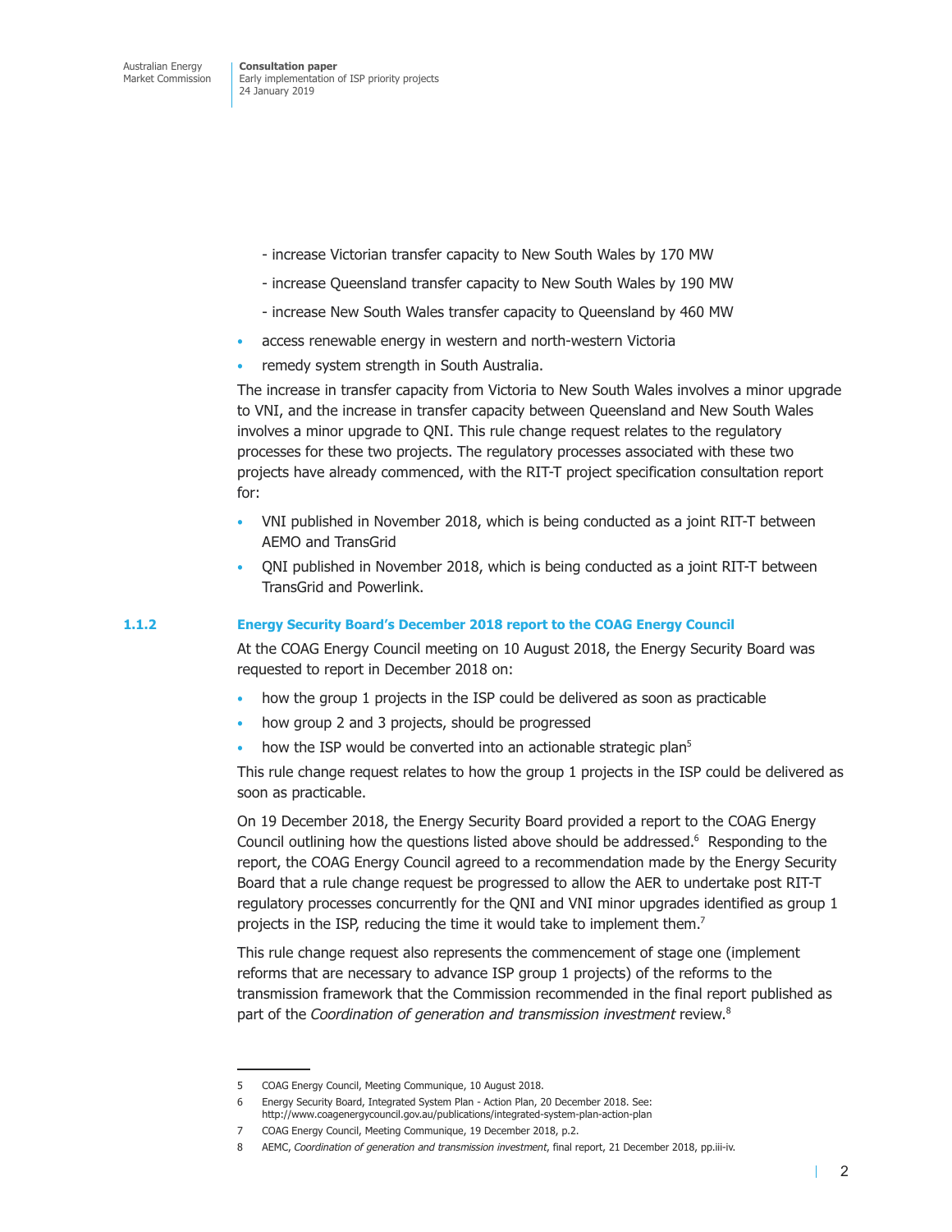- increase Victorian transfer capacity to New South Wales by 170 MW
  - increase Queensland transfer capacity to New South Wales by 190 MW
  - increase New South Wales transfer capacity to Queensland by 460 MW
- access renewable energy in western and north-western Victoria
- remedy system strength in South Australia.

The increase in transfer capacity from Victoria to New South Wales involves a minor upgrade to VNI, and the increase in transfer capacity between Queensland and New South Wales involves a minor upgrade to QNI. This rule change request relates to the regulatory processes for these two projects. The regulatory processes associated with these two projects have already commenced, with the RIT-T project specification consultation report for:

- VNI published in November 2018, which is being conducted as a joint RIT-T between AEMO and TransGrid
- QNI published in November 2018, which is being conducted as a joint RIT-T between TransGrid and Powerlink.

### 1.1.2 Energy Security Board's December 2018 report to the COAG Energy Council

At the COAG Energy Council meeting on 10 August 2018, the Energy Security Board was requested to report in December 2018 on:

- how the group 1 projects in the ISP could be delivered as soon as practicable
- how group 2 and 3 projects, should be progressed
- how the ISP would be converted into an actionable strategic plan[5]

This rule change request relates to how the group 1 projects in the ISP could be delivered as soon as practicable.

On 19 December 2018, the Energy Security Board provided a report to the COAG Energy Council outlining how the questions listed above should be addressed.[6] Responding to the report, the COAG Energy Council agreed to a recommendation made by the Energy Security Board that a rule change request be progressed to allow the AER to undertake post RIT-T regulatory processes concurrently for the QNI and VNI minor upgrades identified as group 1 projects in the ISP, reducing the time it would take to implement them.[7]

This rule change request also represents the commencement of stage one (implement reforms that are necessary to advance ISP group 1 projects) of the reforms to the transmission framework that the Commission recommended in the final report published as part of the *Coordination of generation and transmission investment* review.[8]

---

5 COAG Energy Council, Meeting Communique, 10 August 2018.

6 Energy Security Board, Integrated System Plan - Action Plan, 20 December 2018. See: http://www.coagenergycouncil.gov.au/publications/integrated-system-plan-action-plan

7 COAG Energy Council, Meeting Communique, 19 December 2018, p.2.

8 AEMC, *Coordination of generation and transmission investment*, final report, 21 December 2018, pp.iii-iv.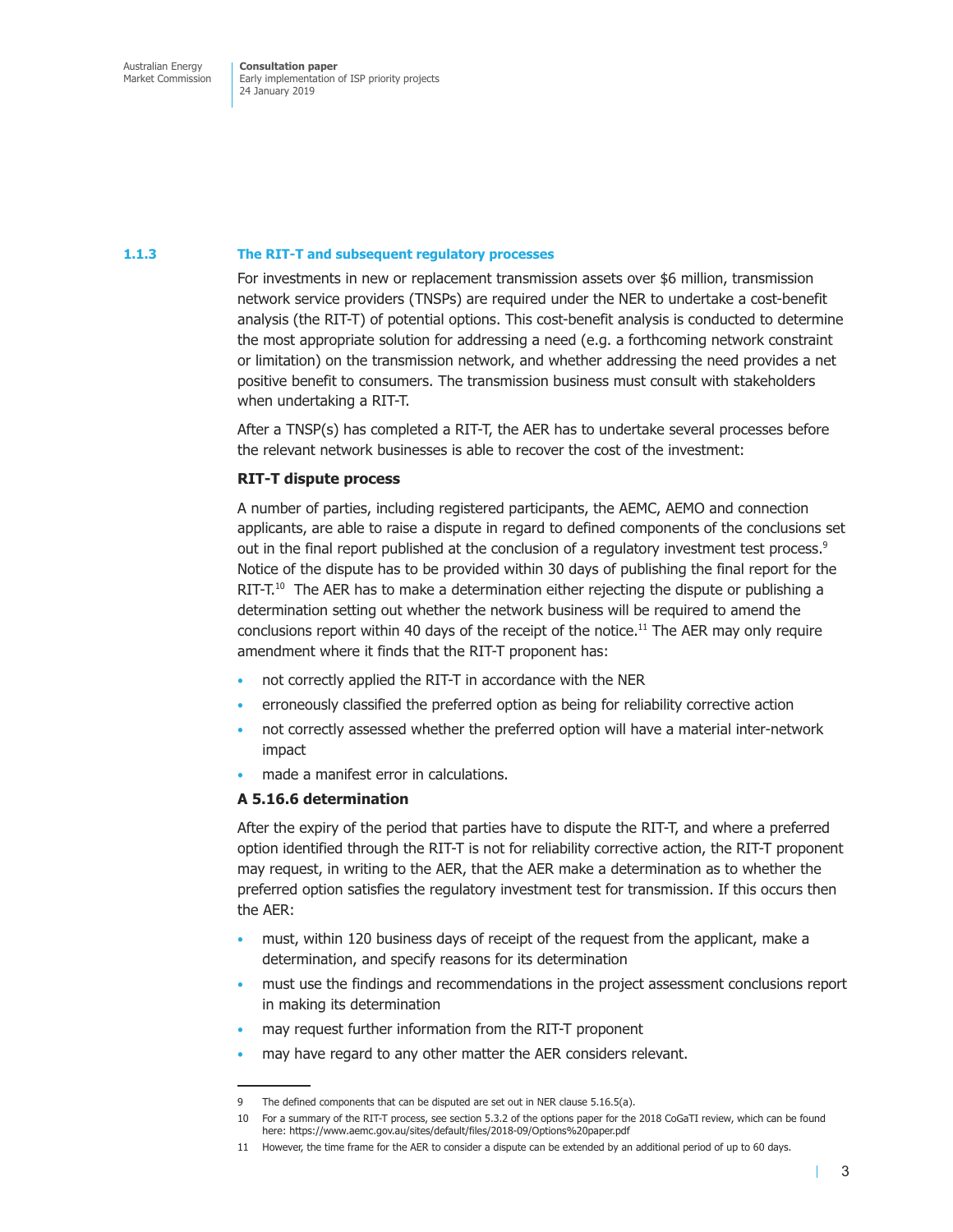### 1.1.3 The RIT-T and subsequent regulatory processes

For investments in new or replacement transmission assets over $6 million, transmission network service providers (TNSPs) are required under the NER to undertake a cost-benefit analysis (the RIT-T) of potential options. This cost-benefit analysis is conducted to determine the most appropriate solution for addressing a need (e.g. a forthcoming network constraint or limitation) on the transmission network, and whether addressing the need provides a net positive benefit to consumers. The transmission business must consult with stakeholders when undertaking a RIT-T.

After a TNSP(s) has completed a RIT-T, the AER has to undertake several processes before the relevant network businesses is able to recover the cost of the investment:

**RIT-T dispute process**

A number of parties, including registered participants, the AEMC, AEMO and connection applicants, are able to raise a dispute in regard to defined components of the conclusions set out in the final report published at the conclusion of a regulatory investment test process.[9] Notice of the dispute has to be provided within 30 days of publishing the final report for the RIT-T.[10] The AER has to make a determination either rejecting the dispute or publishing a determination setting out whether the network business will be required to amend the conclusions report within 40 days of the receipt of the notice.[11] The AER may only require amendment where it finds that the RIT-T proponent has:

- not correctly applied the RIT-T in accordance with the NER
- erroneously classified the preferred option as being for reliability corrective action
- not correctly assessed whether the preferred option will have a material inter-network impact
- made a manifest error in calculations.

**A 5.16.6 determination**

After the expiry of the period that parties have to dispute the RIT-T, and where a preferred option identified through the RIT-T is not for reliability corrective action, the RIT-T proponent may request, in writing to the AER, that the AER make a determination as to whether the preferred option satisfies the regulatory investment test for transmission. If this occurs then the AER:

- must, within 120 business days of receipt of the request from the applicant, make a determination, and specify reasons for its determination
- must use the findings and recommendations in the project assessment conclusions report in making its determination
- may request further information from the RIT-T proponent
- may have regard to any other matter the AER considers relevant.

---

9 The defined components that can be disputed are set out in NER clause 5.16.5(a).

10 For a summary of the RIT-T process, see section 5.3.2 of the options paper for the 2018 CoGaTI review, which can be found here: https://www.aemc.gov.au/sites/default/files/2018-09/Options%20paper.pdf

11 However, the time frame for the AER to consider a dispute can be extended by an additional period of up to 60 days.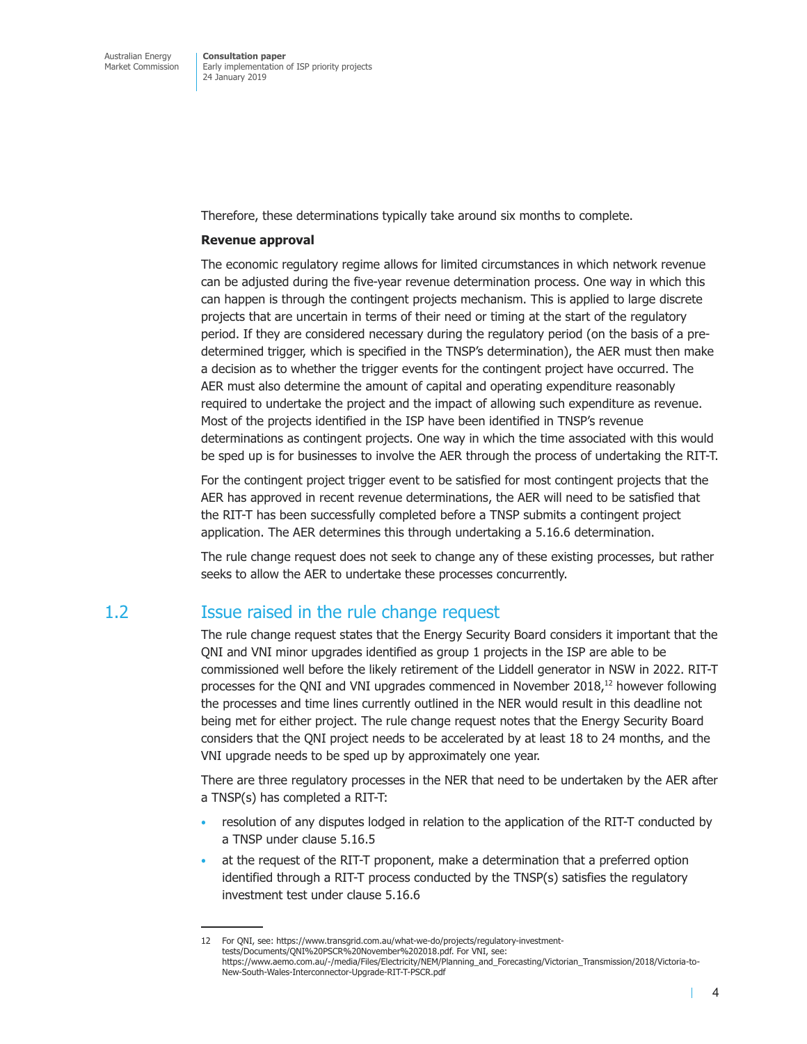Therefore, these determinations typically take around six months to complete.

**Revenue approval**

The economic regulatory regime allows for limited circumstances in which network revenue can be adjusted during the five-year revenue determination process. One way in which this can happen is through the contingent projects mechanism. This is applied to large discrete projects that are uncertain in terms of their need or timing at the start of the regulatory period. If they are considered necessary during the regulatory period (on the basis of a pre-determined trigger, which is specified in the TNSP's determination), the AER must then make a decision as to whether the trigger events for the contingent project have occurred. The AER must also determine the amount of capital and operating expenditure reasonably required to undertake the project and the impact of allowing such expenditure as revenue. Most of the projects identified in the ISP have been identified in TNSP's revenue determinations as contingent projects. One way in which the time associated with this would be sped up is for businesses to involve the AER through the process of undertaking the RIT-T.

For the contingent project trigger event to be satisfied for most contingent projects that the AER has approved in recent revenue determinations, the AER will need to be satisfied that the RIT-T has been successfully completed before a TNSP submits a contingent project application. The AER determines this through undertaking a 5.16.6 determination.

The rule change request does not seek to change any of these existing processes, but rather seeks to allow the AER to undertake these processes concurrently.

## 1.2 Issue raised in the rule change request

The rule change request states that the Energy Security Board considers it important that the QNI and VNI minor upgrades identified as group 1 projects in the ISP are able to be commissioned well before the likely retirement of the Liddell generator in NSW in 2022. RIT-T processes for the QNI and VNI upgrades commenced in November 2018,[12] however following the processes and time lines currently outlined in the NER would result in this deadline not being met for either project. The rule change request notes that the Energy Security Board considers that the QNI project needs to be accelerated by at least 18 to 24 months, and the VNI upgrade needs to be sped up by approximately one year.

There are three regulatory processes in the NER that need to be undertaken by the AER after a TNSP(s) has completed a RIT-T:

- resolution of any disputes lodged in relation to the application of the RIT-T conducted by a TNSP under clause 5.16.5
- at the request of the RIT-T proponent, make a determination that a preferred option identified through a RIT-T process conducted by the TNSP(s) satisfies the regulatory investment test under clause 5.16.6

---

12 For QNI, see: https://www.transgrid.com.au/what-we-do/projects/regulatory-investment-tests/Documents/QNI%20PSCR%20November%202018.pdf. For VNI, see: https://www.aemo.com.au/-/media/Files/Electricity/NEM/Planning_and_Forecasting/Victorian_Transmission/2018/Victoria-to-New-South-Wales-Interconnector-Upgrade-RIT-T-PSCR.pdf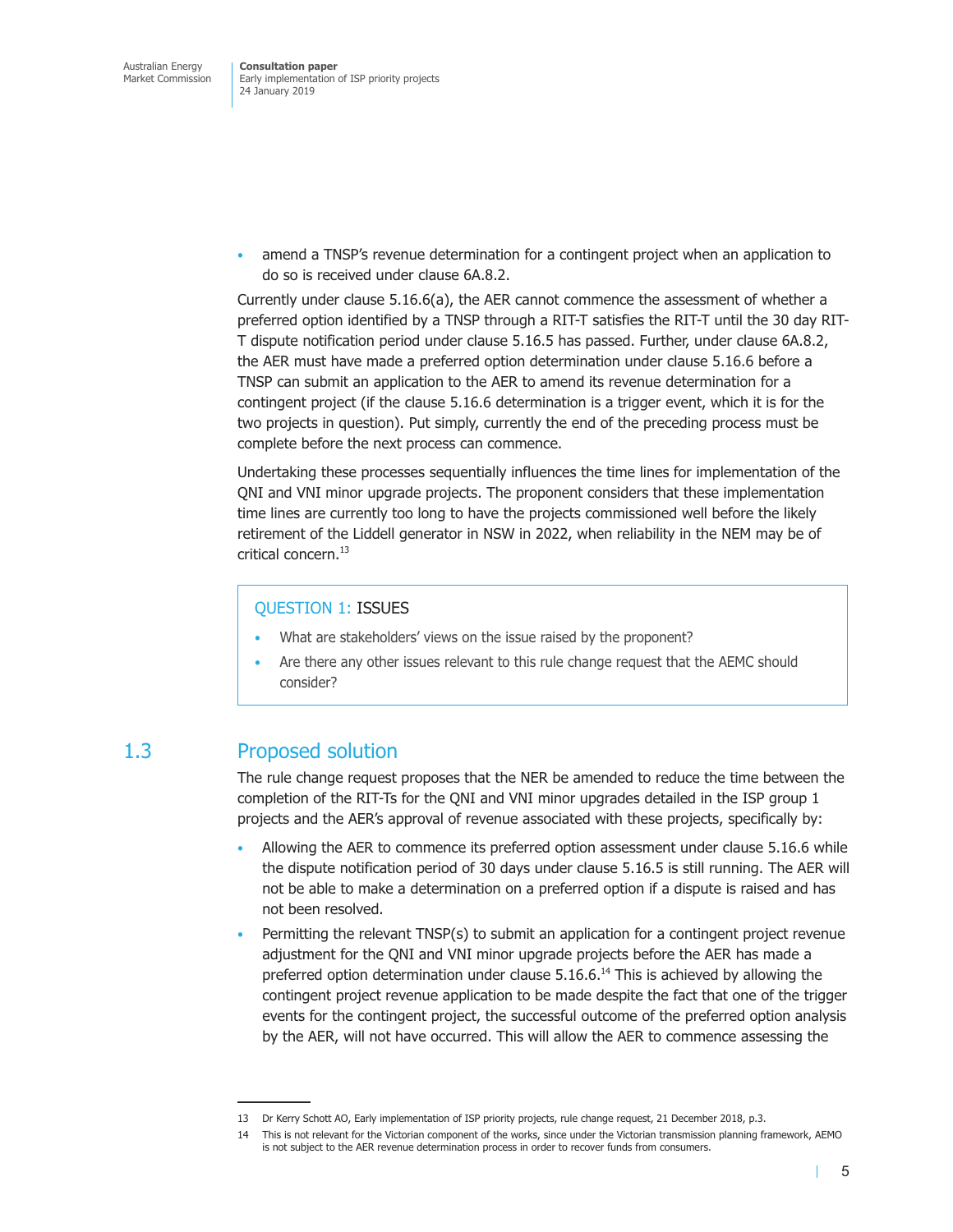- amend a TNSP's revenue determination for a contingent project when an application to do so is received under clause 6A.8.2.

Currently under clause 5.16.6(a), the AER cannot commence the assessment of whether a preferred option identified by a TNSP through a RIT-T satisfies the RIT-T until the 30 day RIT-T dispute notification period under clause 5.16.5 has passed. Further, under clause 6A.8.2, the AER must have made a preferred option determination under clause 5.16.6 before a TNSP can submit an application to the AER to amend its revenue determination for a contingent project (if the clause 5.16.6 determination is a trigger event, which it is for the two projects in question). Put simply, currently the end of the preceding process must be complete before the next process can commence.

Undertaking these processes sequentially influences the time lines for implementation of the QNI and VNI minor upgrade projects. The proponent considers that these implementation time lines are currently too long to have the projects commissioned well before the likely retirement of the Liddell generator in NSW in 2022, when reliability in the NEM may be of critical concern.[13]

> **QUESTION 1: ISSUES**
>
> - What are stakeholders' views on the issue raised by the proponent?
> - Are there any other issues relevant to this rule change request that the AEMC should consider?

## 1.3 Proposed solution

The rule change request proposes that the NER be amended to reduce the time between the completion of the RIT-Ts for the QNI and VNI minor upgrades detailed in the ISP group 1 projects and the AER's approval of revenue associated with these projects, specifically by:

- Allowing the AER to commence its preferred option assessment under clause 5.16.6 while the dispute notification period of 30 days under clause 5.16.5 is still running. The AER will not be able to make a determination on a preferred option if a dispute is raised and has not been resolved.
- Permitting the relevant TNSP(s) to submit an application for a contingent project revenue adjustment for the QNI and VNI minor upgrade projects before the AER has made a preferred option determination under clause 5.16.6.[14] This is achieved by allowing the contingent project revenue application to be made despite the fact that one of the trigger events for the contingent project, the successful outcome of the preferred option analysis by the AER, will not have occurred. This will allow the AER to commence assessing the

---

13 Dr Kerry Schott AO, Early implementation of ISP priority projects, rule change request, 21 December 2018, p.3.

14 This is not relevant for the Victorian component of the works, since under the Victorian transmission planning framework, AEMO is not subject to the AER revenue determination process in order to recover funds from consumers.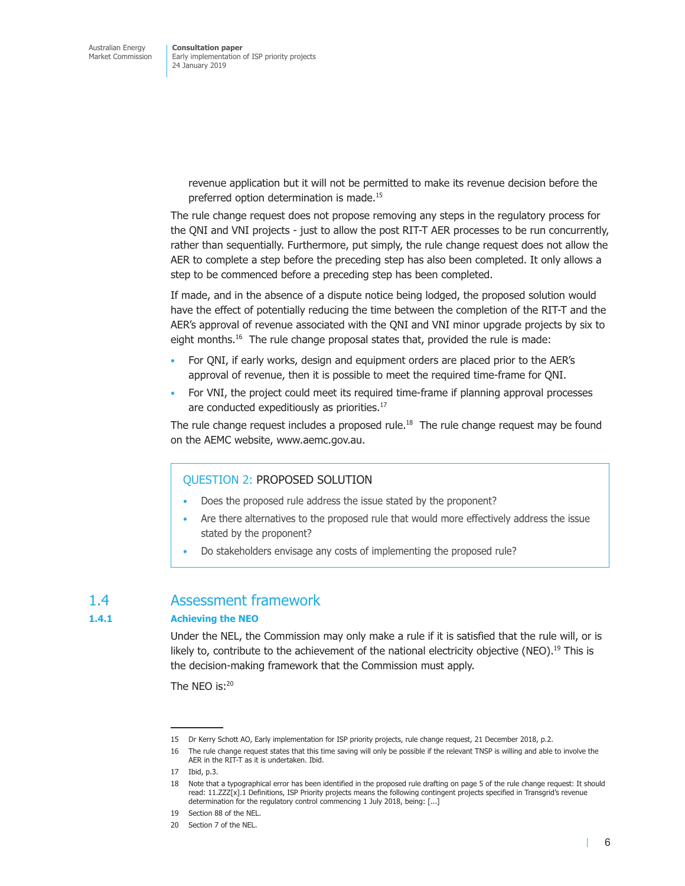revenue application but it will not be permitted to make its revenue decision before the preferred option determination is made.[15]

The rule change request does not propose removing any steps in the regulatory process for the QNI and VNI projects - just to allow the post RIT-T AER processes to be run concurrently, rather than sequentially. Furthermore, put simply, the rule change request does not allow the AER to complete a step before the preceding step has also been completed. It only allows a step to be commenced before a preceding step has been completed.

If made, and in the absence of a dispute notice being lodged, the proposed solution would have the effect of potentially reducing the time between the completion of the RIT-T and the AER's approval of revenue associated with the QNI and VNI minor upgrade projects by six to eight months.[16] The rule change proposal states that, provided the rule is made:

- For QNI, if early works, design and equipment orders are placed prior to the AER's approval of revenue, then it is possible to meet the required time-frame for QNI.
- For VNI, the project could meet its required time-frame if planning approval processes are conducted expeditiously as priorities.[17]

The rule change request includes a proposed rule.[18] The rule change request may be found on the AEMC website, www.aemc.gov.au.

> **QUESTION 2: PROPOSED SOLUTION**
>
> - Does the proposed rule address the issue stated by the proponent?
> - Are there alternatives to the proposed rule that would more effectively address the issue stated by the proponent?
> - Do stakeholders envisage any costs of implementing the proposed rule?

## 1.4 Assessment framework

### 1.4.1 Achieving the NEO

Under the NEL, the Commission may only make a rule if it is satisfied that the rule will, or is likely to, contribute to the achievement of the national electricity objective (NEO).[19] This is the decision-making framework that the Commission must apply.

The NEO is:[20]

---

15 Dr Kerry Schott AO, Early implementation for ISP priority projects, rule change request, 21 December 2018, p.2.

16 The rule change request states that this time saving will only be possible if the relevant TNSP is willing and able to involve the AER in the RIT-T as it is undertaken. Ibid.

17 Ibid, p.3.

18 Note that a typographical error has been identified in the proposed rule drafting on page 5 of the rule change request: It should read: 11.ZZZ[x].1 Definitions, ISP Priority projects means the following contingent projects specified in Transgrid's revenue determination for the regulatory control commencing 1 July 2018, being: [...]

19 Section 88 of the NEL.

20 Section 7 of the NEL.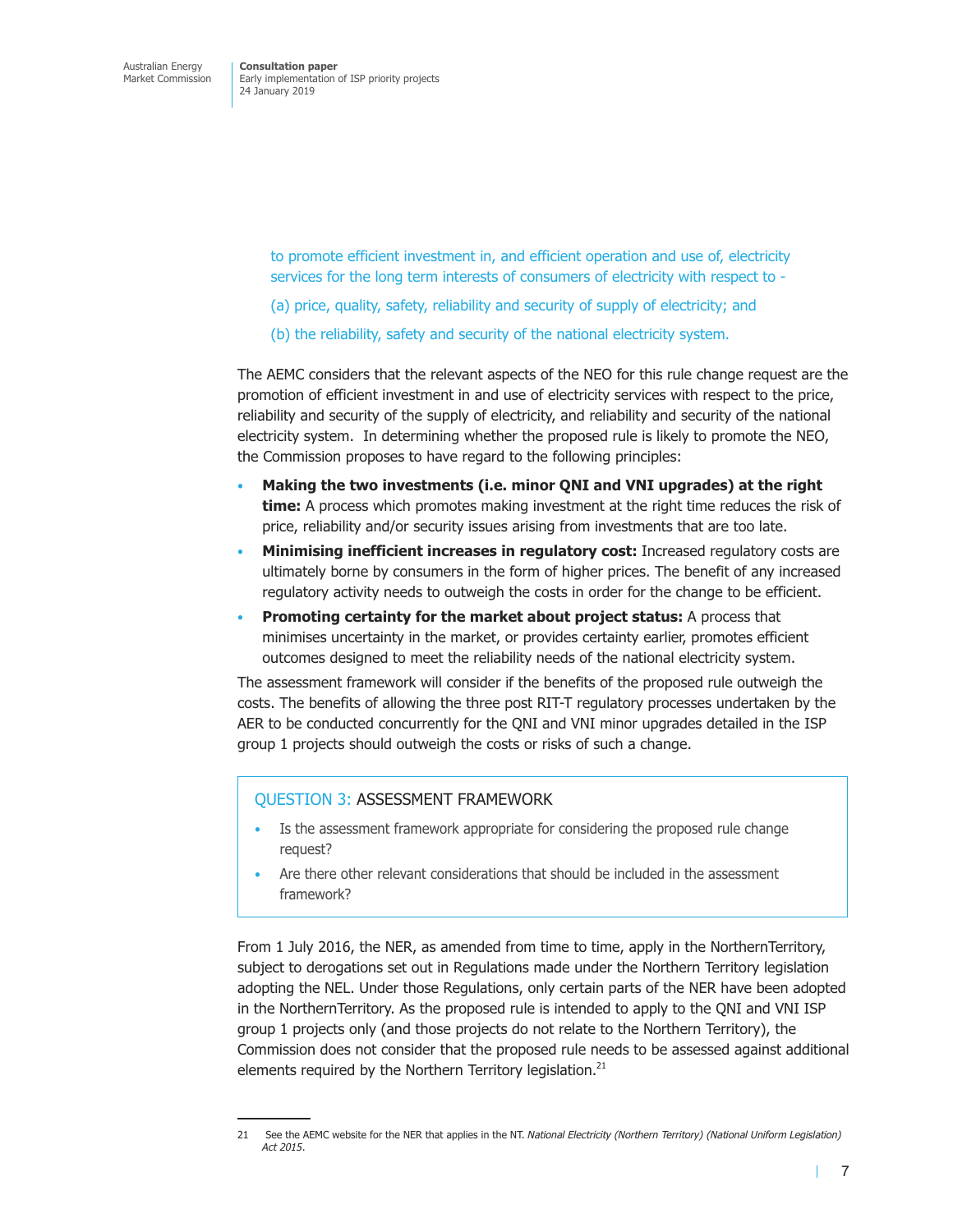> to promote efficient investment in, and efficient operation and use of, electricity services for the long term interests of consumers of electricity with respect to -
>
> (a) price, quality, safety, reliability and security of supply of electricity; and
>
> (b) the reliability, safety and security of the national electricity system.

The AEMC considers that the relevant aspects of the NEO for this rule change request are the promotion of efficient investment in and use of electricity services with respect to the price, reliability and security of the supply of electricity, and reliability and security of the national electricity system. In determining whether the proposed rule is likely to promote the NEO, the Commission proposes to have regard to the following principles:

- **Making the two investments (i.e. minor QNI and VNI upgrades) at the right time:** A process which promotes making investment at the right time reduces the risk of price, reliability and/or security issues arising from investments that are too late.
- **Minimising inefficient increases in regulatory cost:** Increased regulatory costs are ultimately borne by consumers in the form of higher prices. The benefit of any increased regulatory activity needs to outweigh the costs in order for the change to be efficient.
- **Promoting certainty for the market about project status:** A process that minimises uncertainty in the market, or provides certainty earlier, promotes efficient outcomes designed to meet the reliability needs of the national electricity system.

The assessment framework will consider if the benefits of the proposed rule outweigh the costs. The benefits of allowing the three post RIT-T regulatory processes undertaken by the AER to be conducted concurrently for the QNI and VNI minor upgrades detailed in the ISP group 1 projects should outweigh the costs or risks of such a change.

**QUESTION 3: ASSESSMENT FRAMEWORK**

- Is the assessment framework appropriate for considering the proposed rule change request?
- Are there other relevant considerations that should be included in the assessment framework?

From 1 July 2016, the NER, as amended from time to time, apply in the NorthernTerritory, subject to derogations set out in Regulations made under the Northern Territory legislation adopting the NEL. Under those Regulations, only certain parts of the NER have been adopted in the NorthernTerritory. As the proposed rule is intended to apply to the QNI and VNI ISP group 1 projects only (and those projects do not relate to the Northern Territory), the Commission does not consider that the proposed rule needs to be assessed against additional elements required by the Northern Territory legislation.[21]

21 See the AEMC website for the NER that applies in the NT. *National Electricity (Northern Territory) (National Uniform Legislation) Act 2015*.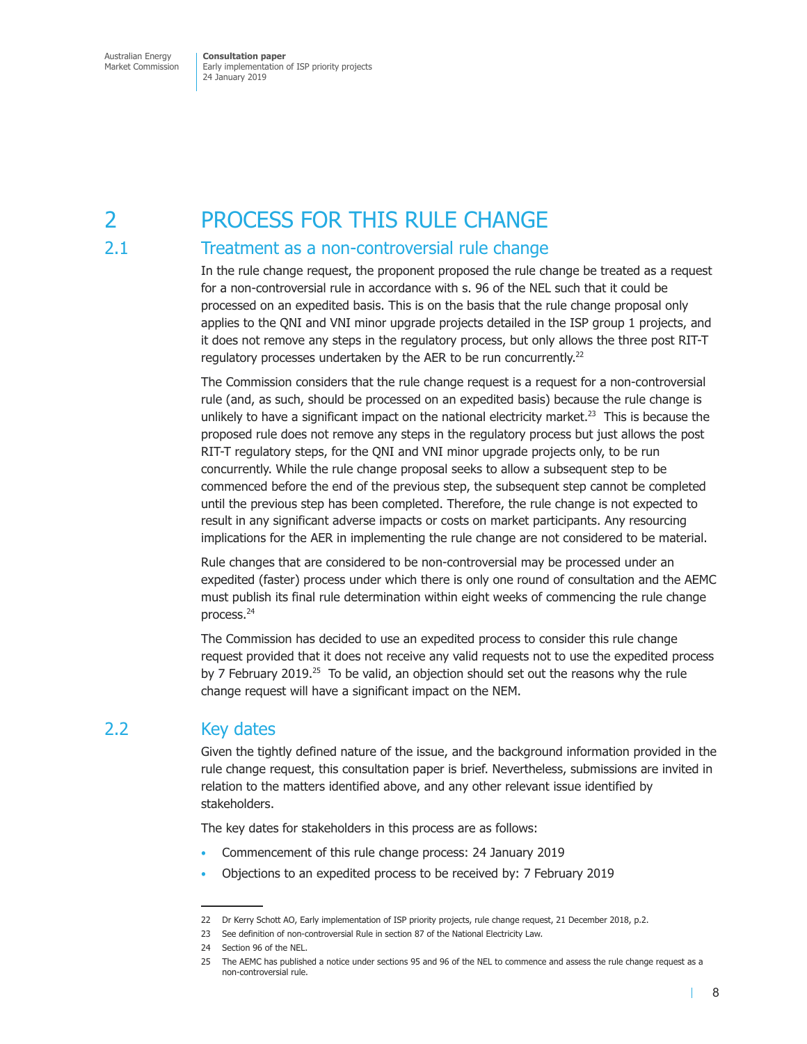# 2 PROCESS FOR THIS RULE CHANGE

## 2.1 Treatment as a non-controversial rule change

In the rule change request, the proponent proposed the rule change be treated as a request for a non-controversial rule in accordance with s. 96 of the NEL such that it could be processed on an expedited basis. This is on the basis that the rule change proposal only applies to the QNI and VNI minor upgrade projects detailed in the ISP group 1 projects, and it does not remove any steps in the regulatory process, but only allows the three post RIT-T regulatory processes undertaken by the AER to be run concurrently.[22]

The Commission considers that the rule change request is a request for a non-controversial rule (and, as such, should be processed on an expedited basis) because the rule change is unlikely to have a significant impact on the national electricity market.[23] This is because the proposed rule does not remove any steps in the regulatory process but just allows the post RIT-T regulatory steps, for the QNI and VNI minor upgrade projects only, to be run concurrently. While the rule change proposal seeks to allow a subsequent step to be commenced before the end of the previous step, the subsequent step cannot be completed until the previous step has been completed. Therefore, the rule change is not expected to result in any significant adverse impacts or costs on market participants. Any resourcing implications for the AER in implementing the rule change are not considered to be material.

Rule changes that are considered to be non-controversial may be processed under an expedited (faster) process under which there is only one round of consultation and the AEMC must publish its final rule determination within eight weeks of commencing the rule change process.[24]

The Commission has decided to use an expedited process to consider this rule change request provided that it does not receive any valid requests not to use the expedited process by 7 February 2019.[25] To be valid, an objection should set out the reasons why the rule change request will have a significant impact on the NEM.

## 2.2 Key dates

Given the tightly defined nature of the issue, and the background information provided in the rule change request, this consultation paper is brief. Nevertheless, submissions are invited in relation to the matters identified above, and any other relevant issue identified by stakeholders.

The key dates for stakeholders in this process are as follows:

- Commencement of this rule change process: 24 January 2019
- Objections to an expedited process to be received by: 7 February 2019

---

22 Dr Kerry Schott AO, Early implementation of ISP priority projects, rule change request, 21 December 2018, p.2.

23 See definition of non-controversial Rule in section 87 of the National Electricity Law.

24 Section 96 of the NEL.

25 The AEMC has published a notice under sections 95 and 96 of the NEL to commence and assess the rule change request as a non-controversial rule.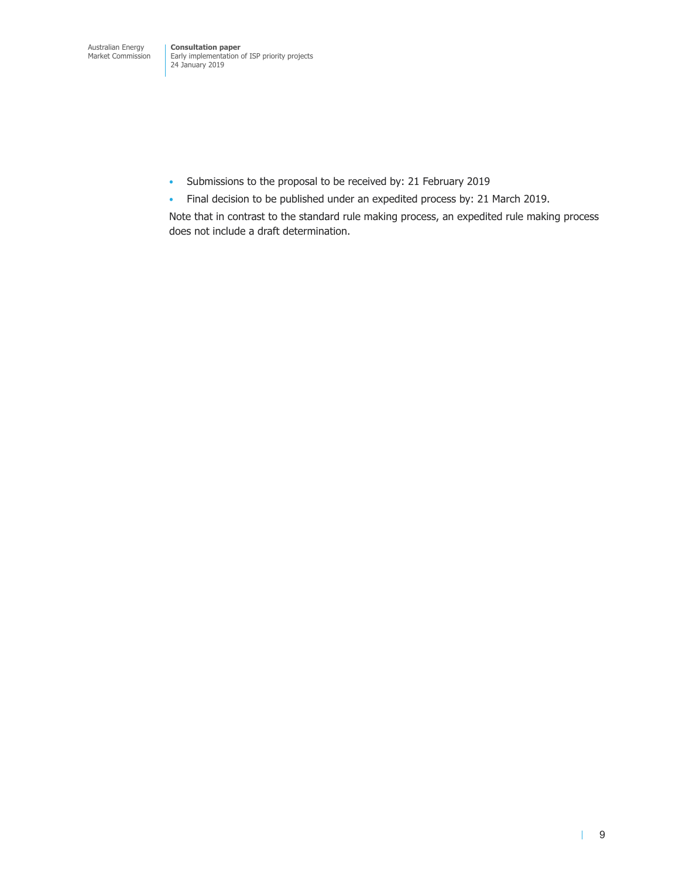- Submissions to the proposal to be received by: 21 February 2019
- Final decision to be published under an expedited process by: 21 March 2019.

Note that in contrast to the standard rule making process, an expedited rule making process does not include a draft determination.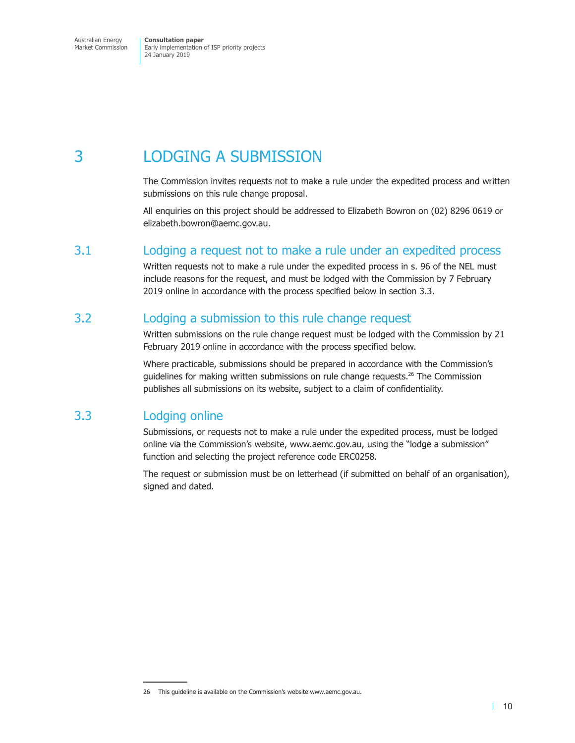# 3 LODGING A SUBMISSION

The Commission invites requests not to make a rule under the expedited process and written submissions on this rule change proposal.

All enquiries on this project should be addressed to Elizabeth Bowron on (02) 8296 0619 or elizabeth.bowron@aemc.gov.au.

## 3.1 Lodging a request not to make a rule under an expedited process

Written requests not to make a rule under the expedited process in s. 96 of the NEL must include reasons for the request, and must be lodged with the Commission by 7 February 2019 online in accordance with the process specified below in section 3.3.

## 3.2 Lodging a submission to this rule change request

Written submissions on the rule change request must be lodged with the Commission by 21 February 2019 online in accordance with the process specified below.

Where practicable, submissions should be prepared in accordance with the Commission's guidelines for making written submissions on rule change requests.[26] The Commission publishes all submissions on its website, subject to a claim of confidentiality.

## 3.3 Lodging online

Submissions, or requests not to make a rule under the expedited process, must be lodged online via the Commission's website, www.aemc.gov.au, using the "lodge a submission" function and selecting the project reference code ERC0258.

The request or submission must be on letterhead (if submitted on behalf of an organisation), signed and dated.

---

26 This guideline is available on the Commission's website www.aemc.gov.au.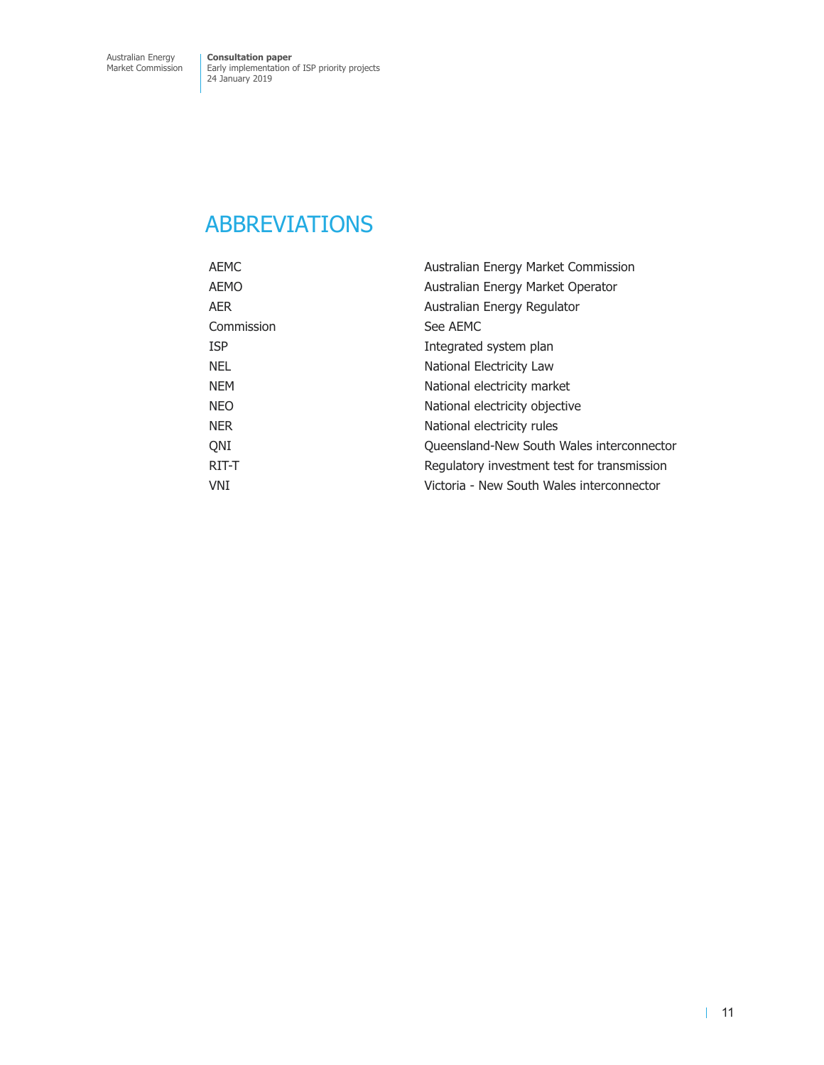# ABBREVIATIONS

| | |
|---|---|
| AEMC | Australian Energy Market Commission |
| AEMO | Australian Energy Market Operator |
| AER | Australian Energy Regulator |
| Commission | See AEMC |
| ISP | Integrated system plan |
| NEL | National Electricity Law |
| NEM | National electricity market |
| NEO | National electricity objective |
| NER | National electricity rules |
| QNI | Queensland-New South Wales interconnector |
| RIT-T | Regulatory investment test for transmission |
| VNI | Victoria - New South Wales interconnector |